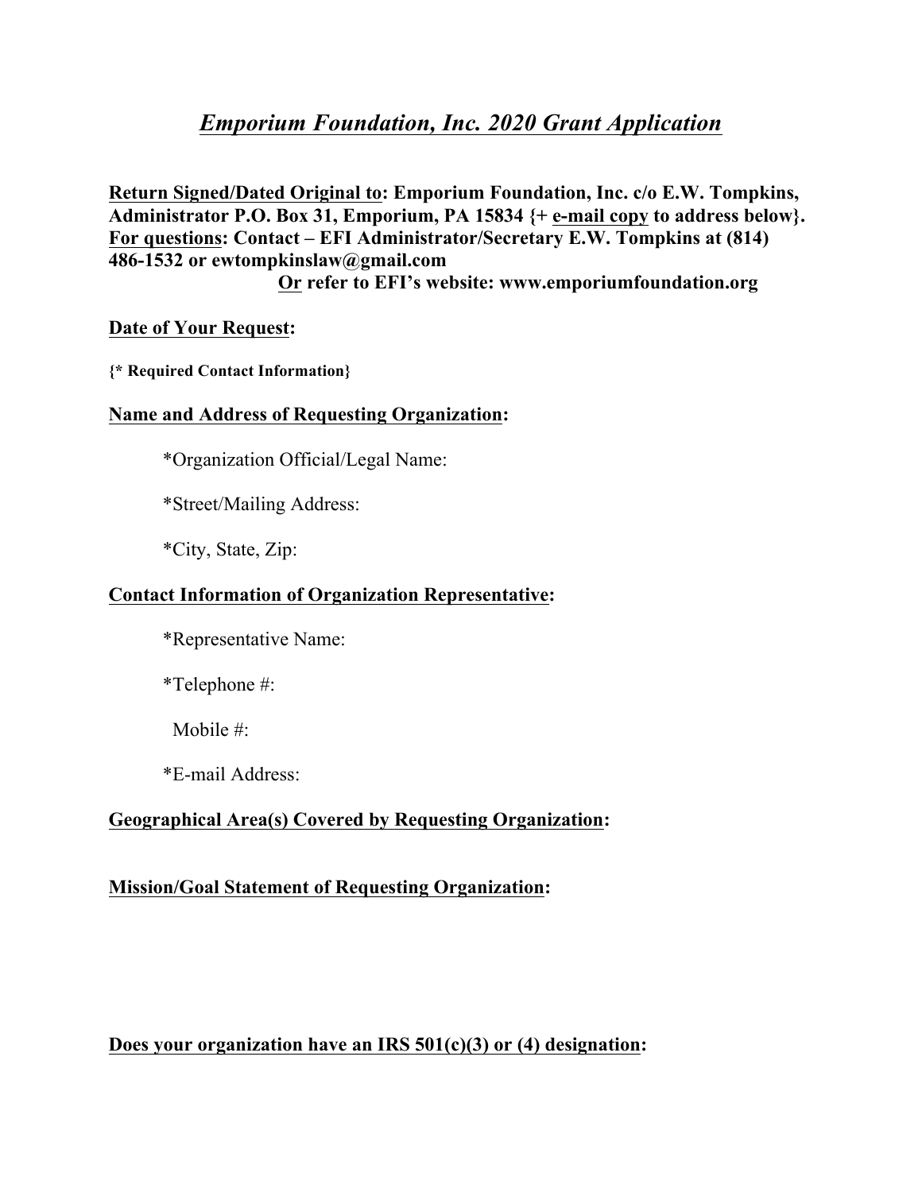# *Emporium Foundation, Inc. 2020 Grant Application*

**<u>Return Signed/Dated Original to</u>: Emporium Foundation, Inc. c/o E.W. Tompkins, Administrator P.O. Box 31, Emporium, PA 15834 {+ <u>e-mail copy</u> to address below}. <u>For questions</u>: Contact – EFI Administrator/Secretary E.W. Tompkins at (814) 486-1532 or ewtompkinslaw@gmail.com**

**<u>Or</u> refer to EFI's website: www.emporiumfoundation.org**

**<u>Date of Your Request</u>:**

**{* Required Contact Information}**

**<u>Name and Address of Requesting Organization</u>:**

*Organization Official/Legal Name:

*Street/Mailing Address:

*City, State, Zip:

**<u>Contact Information of Organization Representative</u>:**

*Representative Name:

*Telephone #:

Mobile #:

*E-mail Address:

**<u>Geographical Area(s) Covered by Requesting Organization</u>:**

**<u>Mission/Goal Statement of Requesting Organization</u>:**

**<u>Does your organization have an IRS 501(c)(3) or (4) designation</u>:**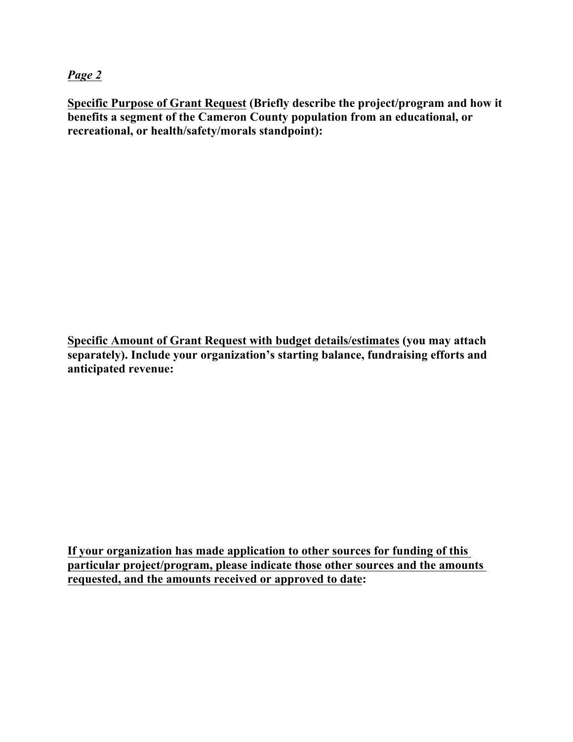***Page 2***

**<u>Specific Purpose of Grant Request</u> (Briefly describe the project/program and how it benefits a segment of the Cameron County population from an educational, or recreational, or health/safety/morals standpoint):**

**<u>Specific Amount of Grant Request with budget details/estimates</u> (you may attach separately). Include your organization's starting balance, fundraising efforts and anticipated revenue:**

**<u>If your organization has made application to other sources for funding of this particular project/program, please indicate those other sources and the amounts requested, and the amounts received or approved to date</u>:**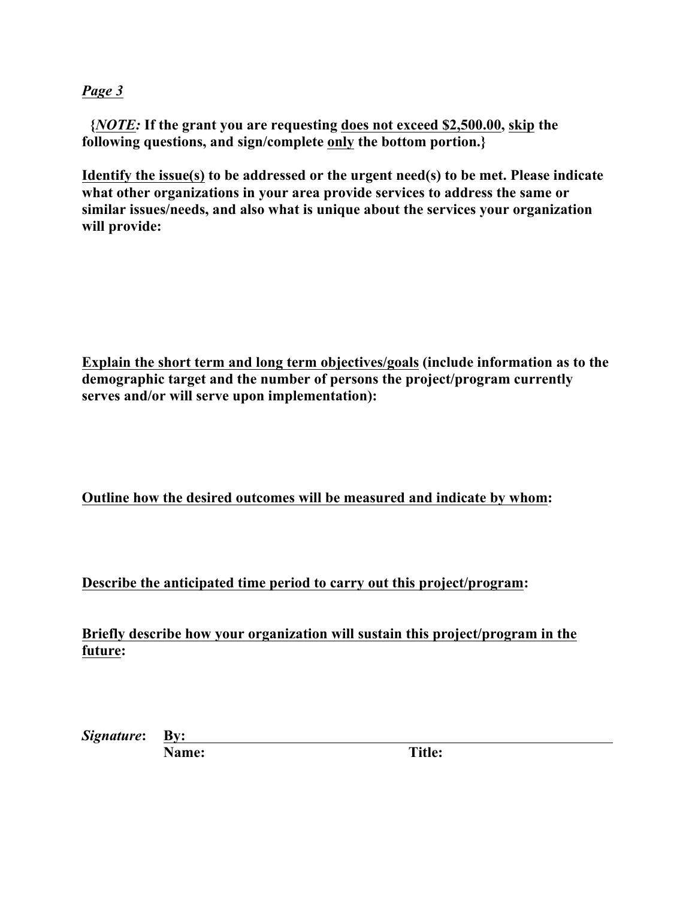***Page 3***

**{*NOTE:* If the grant you are requesting <u>does not exceed $2,500.00</u>, <u>skip</u> the following questions, and sign/complete <u>only</u> the bottom portion.}**

**<u>Identify the issue(s)</u> to be addressed or the urgent need(s) to be met. Please indicate what other organizations in your area provide services to address the same or similar issues/needs, and also what is unique about the services your organization will provide:**

**<u>Explain the short term and long term objectives/goals</u> (include information as to the demographic target and the number of persons the project/program currently serves and/or will serve upon implementation):**

**<u>Outline how the desired outcomes will be measured and indicate by whom</u>:**

**<u>Describe the anticipated time period to carry out this project/program</u>:**

**<u>Briefly describe how your organization will sustain this project/program in the future</u>:**

***Signature*: By:** ______________________________________________

**Name:** **Title:**